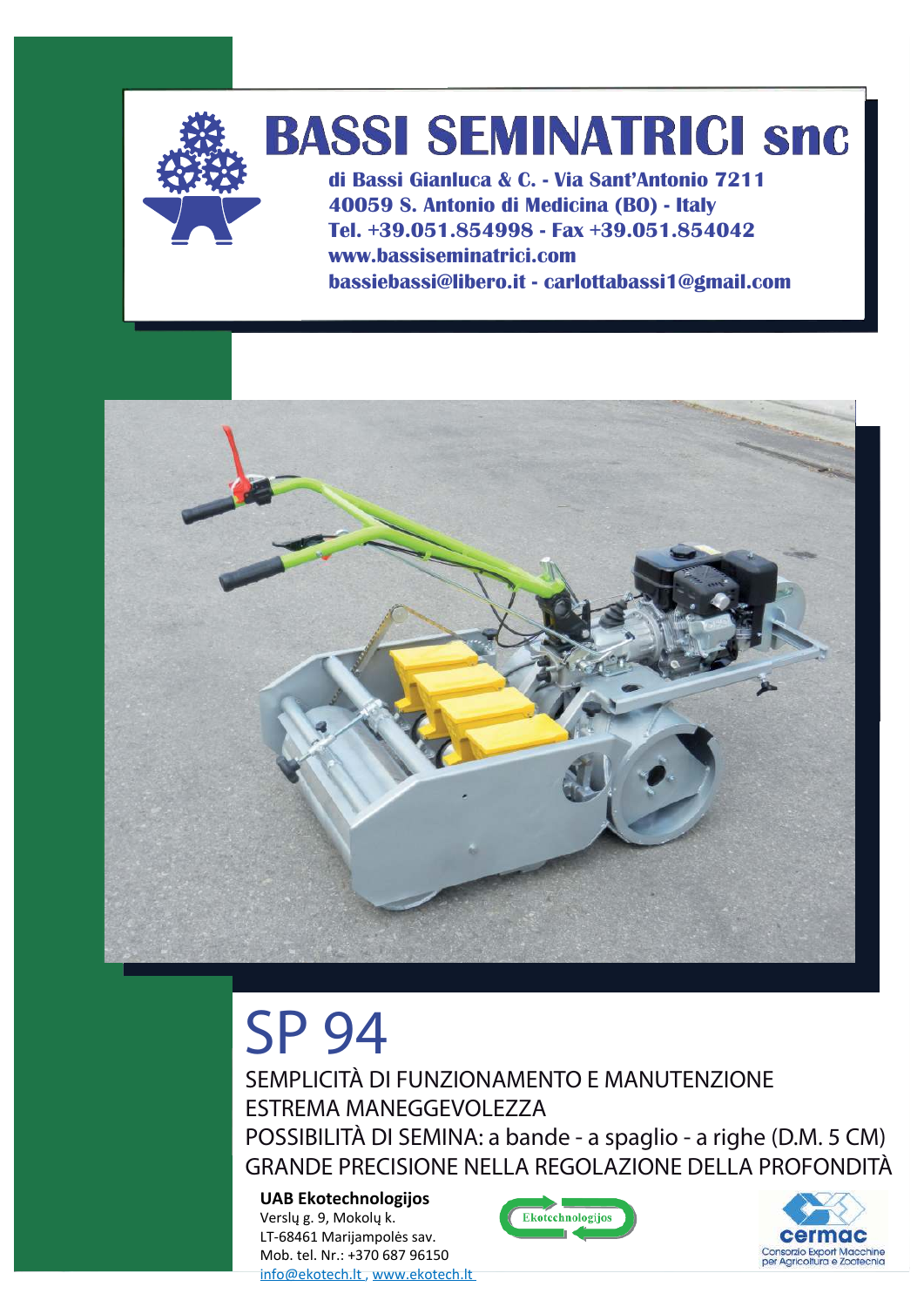# BASSI SEMINATRICI snc

**di Bassi Gianluca & C. - Via Sant'Antonio 7211**
**40059 S. Antonio di Medicina (BO) - Italy**
**Tel. +39.051.854998 - Fax +39.051.854042**
**www.bassiseminatrici.com**
**bassiebassi@libero.it - carlottabassi1@gmail.com**

# SP 94

SEMPLICITÀ DI FUNZIONAMENTO E MANUTENZIONE
ESTREMA MANEGGEVOLEZZA
POSSIBILITÀ DI SEMINA: a bande - a spaglio - a righe (D.M. 5 CM)
GRANDE PRECISIONE NELLA REGOLAZIONE DELLA PROFONDITÀ

**UAB Ekotechnologijos**
Verslų g. 9, Mokolų k.
LT-68461 Marijampolės sav.
Mob. tel. Nr.: +370 687 96150
info@ekotech.lt , www.ekotech.lt

Ekotechnologijos

cermac
Consorzio Export Macchine per Agricoltura e Zootecnia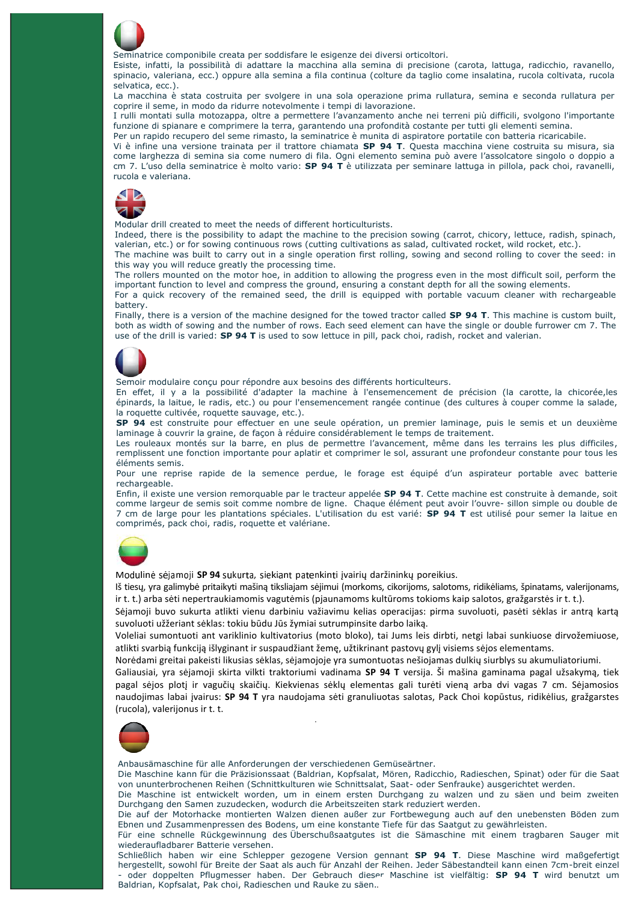Seminatrice componibile creata per soddisfare le esigenze dei diversi orticoltori.
Esiste, infatti, la possibilità di adattare la macchina alla semina di precisione (carota, lattuga, radicchio, ravanello, spinacio, valeriana, ecc.) oppure alla semina a fila continua (colture da taglio come insalatina, rucola coltivata, rucola selvatica, ecc.).
La macchina è stata costruita per svolgere in una sola operazione prima rullatura, semina e seconda rullatura per coprire il seme, in modo da ridurre notevolmente i tempi di lavorazione.
I rulli montati sulla motozappa, oltre a permettere l'avanzamento anche nei terreni più difficili, svolgono l'importante funzione di spianare e comprimere la terra, garantendo una profondità costante per tutti gli elementi semina.
Per un rapido recupero del seme rimasto, la seminatrice è munita di aspiratore portatile con batteria ricaricabile.
Vi è infine una versione trainata per il trattore chiamata **SP 94 T**. Questa macchina viene costruita su misura, sia come larghezza di semina sia come numero di fila. Ogni elemento semina può avere l'assolcatore singolo o doppio a cm 7. L'uso della seminatrice è molto vario: **SP 94 T** è utilizzata per seminare lattuga in pillola, pack choi, ravanelli, rucola e valeriana.

Modular drill created to meet the needs of different horticulturists.
Indeed, there is the possibility to adapt the machine to the precision sowing (carrot, chicory, lettuce, radish, spinach, valerian, etc.) or for sowing continuous rows (cutting cultivations as salad, cultivated rocket, wild rocket, etc.).
The machine was built to carry out in a single operation first rolling, sowing and second rolling to cover the seed: in this way you will reduce greatly the processing time.
The rollers mounted on the motor hoe, in addition to allowing the progress even in the most difficult soil, perform the important function to level and compress the ground, ensuring a constant depth for all the sowing elements.
For a quick recovery of the remained seed, the drill is equipped with portable vacuum cleaner with rechargeable battery.
Finally, there is a version of the machine designed for the towed tractor called **SP 94 T**. This machine is custom built, both as width of sowing and the number of rows. Each seed element can have the single or double furrower cm 7. The use of the drill is varied: **SP 94 T** is used to sow lettuce in pill, pack choi, radish, rocket and valerian.

Semoir modulaire conçu pour répondre aux besoins des différents horticulteurs.
En effet, il y a la possibilité d'adapter la machine à l'ensemencement de précision (la carotte, la chicorée,les épinards, la laitue, le radis, etc.) ou pour l'ensemencement rangée continue (des cultures à couper comme la salade, la roquette cultivée, roquette sauvage, etc.).
**SP 94** est construite pour effectuer en une seule opération, un premier laminage, puis le semis et un deuxième laminage à couvrir la graine, de façon à réduire considérablement le temps de traitement.
Les rouleaux montés sur la barre, en plus de permettre l'avancement, même dans les terrains les plus difficiles, remplissent une fonction importante pour aplatir et comprimer le sol, assurant une profondeur constante pour tous les éléments semis.
Pour une reprise rapide de la semence perdue, le forage est équipé d'un aspirateur portable avec batterie rechargeable.
Enfin, il existe une version remorquable par le tracteur appelée **SP 94 T**. Cette machine est construite à demande, soit comme largeur de semis soit comme nombre de ligne. Chaque élément peut avoir l'ouvre- sillon simple ou double de 7 cm de large pour les plantations spéciales. L'utilisation du est varié: **SP 94 T** est utilisé pour semer la laitue en comprimés, pack choi, radis, roquette et valériane.

Modulinė sėjamoji **SP 94** sukurta, siekiant patenkinti įvairių daržininkų poreikius.
Iš tiesų, yra galimybė pritaikyti mašiną tiksliajam sėjimui (morkoms, cikorijoms, salotoms, ridikėliams, špinatams, valerijonams, ir t. t.) arba sėti nepertraukiamomis vagutėmis (pjaunamoms kultūroms tokioms kaip salotos, gražgarstės ir t. t.).
Sėjamoji buvo sukurta atlikti vienu darbiniu važiavimu kelias operacijas: pirma suvoluoti, pasėti sėklas ir antrą kartą suvoluoti užžeriant sėklas: tokiu būdu Jūs žymiai sutrumpinsite darbo laiką.
Voleliai sumontuoti ant variklinio kultivatoriaus (moto bloko), tai Jums leis dirbti, netgi labai sunkiuose dirvožemiuose, atlikti svarbią funkciją išlyginant ir suspaudžiant žemę, užtikrinant pastovų gylį visiems sėjos elementams.
Norėdami greitai pakeisti likusias sėklas, sėjamojoje yra sumontuotas nešiojamas dulkių siurblys su akumuliatoriumi.
Galiausiai, yra sėjamoji skirta vilkti traktoriumi vadinama **SP 94 T** versija. Ši mašina gaminama pagal užsakymą, tiek pagal sėjos plotį ir vagučių skaičių. Kiekvienas sėklų elementas gali turėti vieną arba dvi vagas 7 cm. Sėjamosios naudojimas labai įvairus: **SP 94 T** yra naudojama sėti granuliuotas salotas, Pack Choi kopūstus, ridikėlius, gražgarstes (rucola), valerijonus ir t. t.

Anbausämaschine für alle Anforderungen der verschiedenen Gemüseärtner.
Die Maschine kann für die Präzisionssaat (Baldrian, Kopfsalat, Mören, Radicchio, Radieschen, Spinat) oder für die Saat von ununterbrochenen Reihen (Schnittkulturen wie Schnittsalat, Saat- oder Senfrauke) ausgerichtet werden.
Die Maschine ist entwickelt worden, um in einem ersten Durchgang zu walzen und zu säen und beim zweiten Durchgang den Samen zuzudecken, wodurch die Arbeitszeiten stark reduziert werden.
Die auf der Motorhacke montierten Walzen dienen außer zur Fortbewegung auch auf den unebensten Böden zum Ebnen und Zusammenpressen des Bodens, um eine konstante Tiefe für das Saatgut zu gewährleisten.
Für eine schnelle Rückgewinnung des Überschußsaatgutes ist die Sämaschine mit einem tragbaren Sauger mit wiederaufladbarer Batterie versehen.
Schließlich haben wir eine Schlepper gezogene Version gennant **SP 94 T**. Diese Maschine wird maßgefertigt hergestellt, sowohl für Breite der Saat als auch für Anzahl der Reihen. Jeder Säbestandteil kann einen 7cm-breit einzel - oder doppelten Pflugmesser haben. Der Gebrauch dieser Maschine ist vielfältig: **SP 94 T** wird benutzt um Baldrian, Kopfsalat, Pak choi, Radieschen und Rauke zu säen..